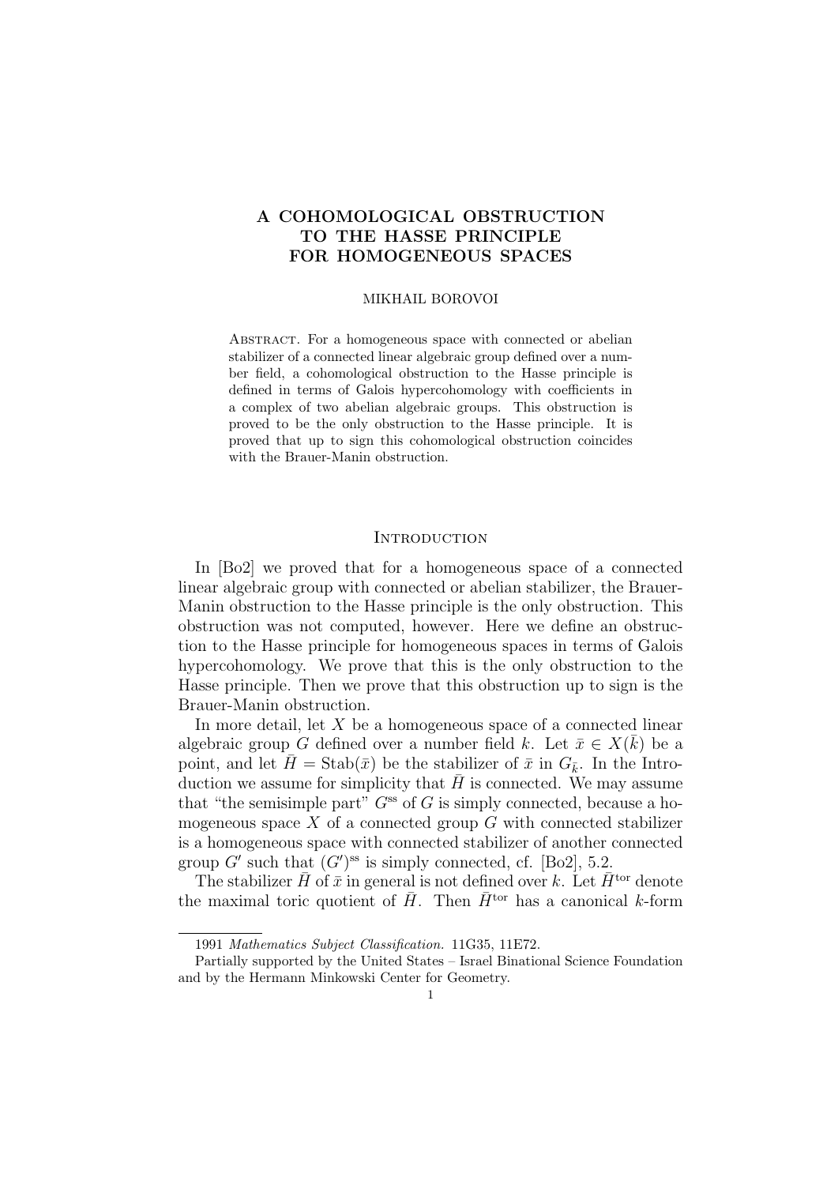# A COHOMOLOGICAL OBSTRUCTION TO THE HASSE PRINCIPLE FOR HOMOGENEOUS SPACES

MIKHAIL BOROVOI

Abstract. For a homogeneous space with connected or abelian stabilizer of a connected linear algebraic group defined over a number field, a cohomological obstruction to the Hasse principle is defined in terms of Galois hypercohomology with coefficients in a complex of two abelian algebraic groups. This obstruction is proved to be the only obstruction to the Hasse principle. It is proved that up to sign this cohomological obstruction coincides with the Brauer-Manin obstruction.

## Introduction

In [Bo2] we proved that for a homogeneous space of a connected linear algebraic group with connected or abelian stabilizer, the Brauer-Manin obstruction to the Hasse principle is the only obstruction. This obstruction was not computed, however. Here we define an obstruction to the Hasse principle for homogeneous spaces in terms of Galois hypercohomology. We prove that this is the only obstruction to the Hasse principle. Then we prove that this obstruction up to sign is the Brauer-Manin obstruction.

In more detail, let $X$ be a homogeneous space of a connected linear algebraic group $G$ defined over a number field $k$. Let $\bar{x} \in X(\bar{k})$ be a point, and let $\bar{H} = \mathrm{Stab}(\bar{x})$ be the stabilizer of $\bar{x}$ in $G_{\bar{k}}$. In the Introduction we assume for simplicity that $\bar{H}$ is connected. We may assume that "the semisimple part" $G^{\mathrm{ss}}$ of $G$ is simply connected, because a homogeneous space $X$ of a connected group $G$ with connected stabilizer is a homogeneous space with connected stabilizer of another connected group $G'$ such that $(G')^{\mathrm{ss}}$ is simply connected, cf. [Bo2], 5.2.

The stabilizer $\bar{H}$ of $\bar{x}$ in general is not defined over $k$. Let $\bar{H}^{\mathrm{tor}}$ denote the maximal toric quotient of $\bar{H}$. Then $\bar{H}^{\mathrm{tor}}$ has a canonical $k$-form

1991 *Mathematics Subject Classification.* 11G35, 11E72.

Partially supported by the United States – Israel Binational Science Foundation and by the Hermann Minkowski Center for Geometry.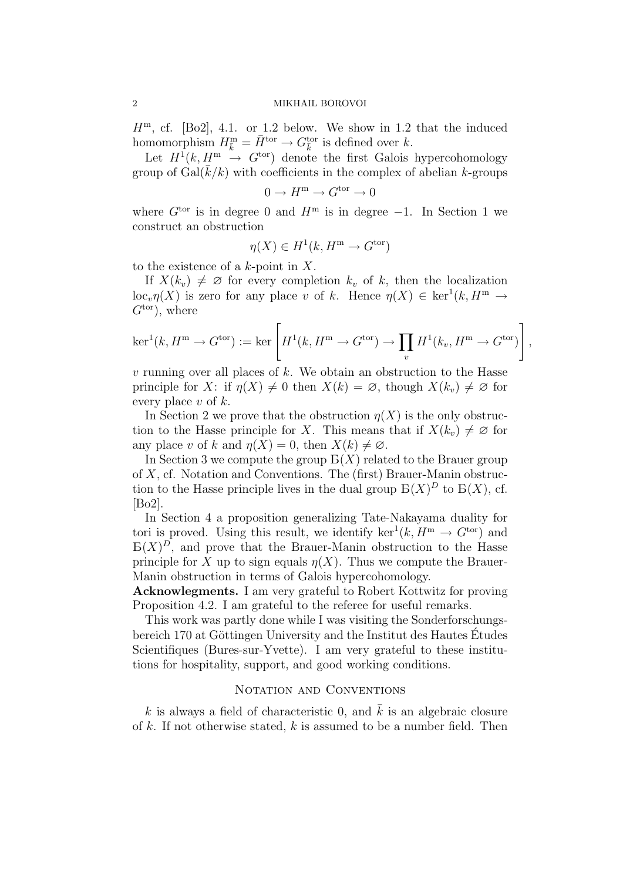$H^{\mathrm{m}}$, cf. [Bo2], 4.1. or 1.2 below. We show in 1.2 that the induced homomorphism $H^{\mathrm{m}}_{\bar{k}} = \bar{H}^{\mathrm{tor}} \to G^{\mathrm{tor}}_{\bar{k}}$ is defined over $k$.

Let $H^1(k, H^{\mathrm{m}} \to G^{\mathrm{tor}})$ denote the first Galois hypercohomology group of $\mathrm{Gal}(\bar{k}/k)$ with coefficients in the complex of abelian $k$-groups

$$0 \to H^{\mathrm{m}} \to G^{\mathrm{tor}} \to 0$$

where $G^{\mathrm{tor}}$ is in degree 0 and $H^{\mathrm{m}}$ is in degree $-1$. In Section 1 we construct an obstruction

$$\eta(X) \in H^1(k, H^{\mathrm{m}} \to G^{\mathrm{tor}})$$

to the existence of a $k$-point in $X$.

If $X(k_v) \neq \varnothing$ for every completion $k_v$ of $k$, then the localization $\mathrm{loc}_v \eta(X)$ is zero for any place $v$ of $k$. Hence $\eta(X) \in \ker^1(k, H^{\mathrm{m}} \to G^{\mathrm{tor}})$, where

$$\ker^1(k, H^{\mathrm{m}} \to G^{\mathrm{tor}}) := \ker\left[ H^1(k, H^{\mathrm{m}} \to G^{\mathrm{tor}}) \to \prod_v H^1(k_v, H^{\mathrm{m}} \to G^{\mathrm{tor}}) \right],$$

$v$ running over all places of $k$. We obtain an obstruction to the Hasse principle for $X$: if $\eta(X) \neq 0$ then $X(k) = \varnothing$, though $X(k_v) \neq \varnothing$ for every place $v$ of $k$.

In Section 2 we prove that the obstruction $\eta(X)$ is the only obstruction to the Hasse principle for $X$. This means that if $X(k_v) \neq \varnothing$ for any place $v$ of $k$ and $\eta(X) = 0$, then $X(k) \neq \varnothing$.

In Section 3 we compute the group Б$(X)$ related to the Brauer group of $X$, cf. Notation and Conventions. The (first) Brauer-Manin obstruction to the Hasse principle lives in the dual group Б$(X)^D$ to Б$(X)$, cf. [Bo2].

In Section 4 a proposition generalizing Tate-Nakayama duality for tori is proved. Using this result, we identify $\ker^1(k, H^{\mathrm{m}} \to G^{\mathrm{tor}})$ and Б$(X)^D$, and prove that the Brauer-Manin obstruction to the Hasse principle for $X$ up to sign equals $\eta(X)$. Thus we compute the Brauer-Manin obstruction in terms of Galois hypercohomology.

**Acknowlegments.** I am very grateful to Robert Kottwitz for proving Proposition 4.2. I am grateful to the referee for useful remarks.

This work was partly done while I was visiting the Sonderforschungsbereich 170 at Göttingen University and the Institut des Hautes Études Scientifiques (Bures-sur-Yvette). I am very grateful to these institutions for hospitality, support, and good working conditions.

## Notation and Conventions

$k$ is always a field of characteristic 0, and $\bar{k}$ is an algebraic closure of $k$. If not otherwise stated, $k$ is assumed to be a number field. Then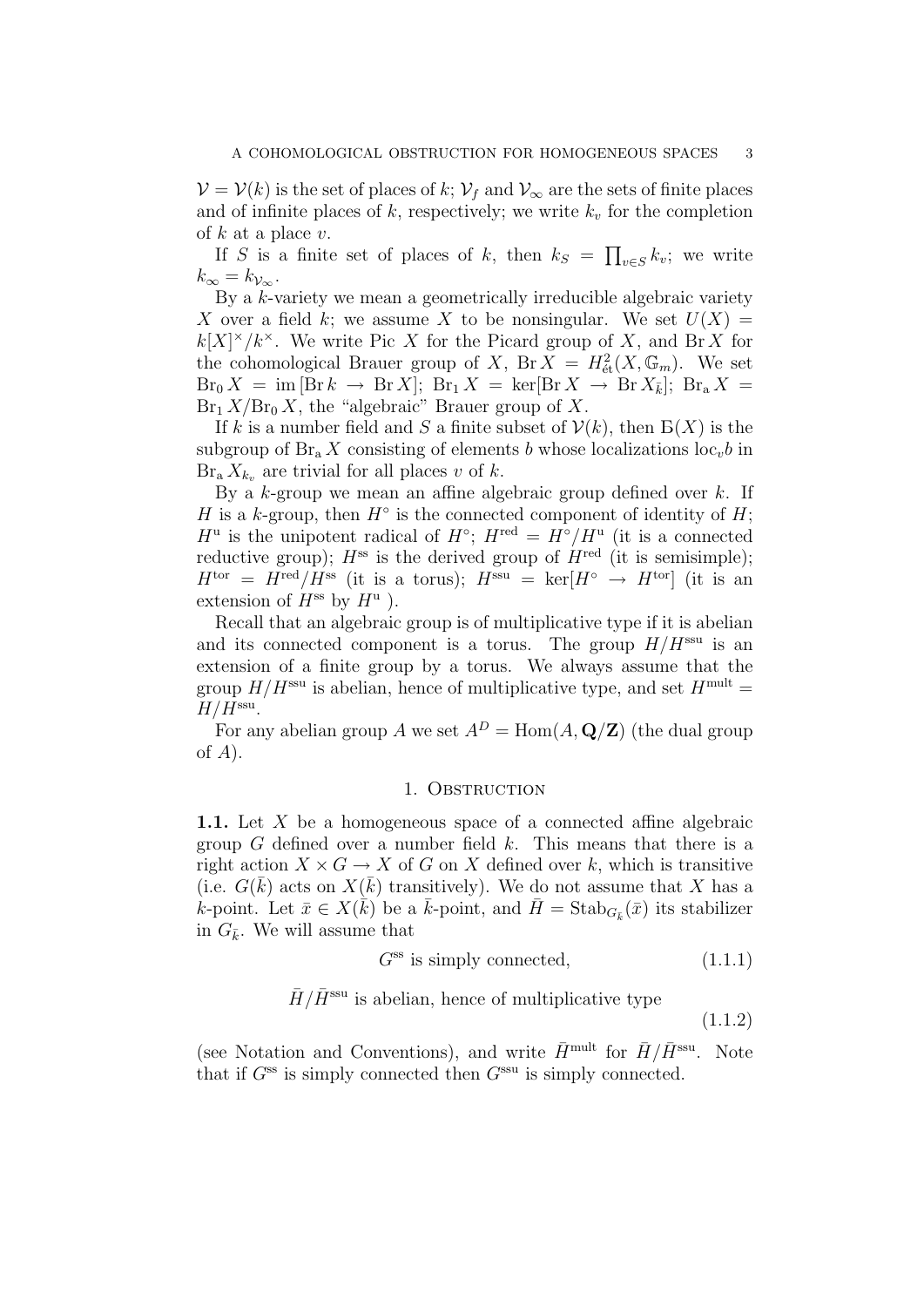$\mathcal{V} = \mathcal{V}(k)$ is the set of places of $k$; $\mathcal{V}_f$ and $\mathcal{V}_\infty$ are the sets of finite places and of infinite places of $k$, respectively; we write $k_v$ for the completion of $k$ at a place $v$.

If $S$ is a finite set of places of $k$, then $k_S = \prod_{v \in S} k_v$; we write $k_\infty = k_{\mathcal{V}_\infty}$.

By a $k$-variety we mean a geometrically irreducible algebraic variety $X$ over a field $k$; we assume $X$ to be nonsingular. We set $U(X) = k[X]^\times / k^\times$. We write $\operatorname{Pic} X$ for the Picard group of $X$, and $\operatorname{Br} X$ for the cohomological Brauer group of $X$, $\operatorname{Br} X = H^2_{\text{ét}}(X, \mathbb{G}_m)$. We set $\operatorname{Br}_0 X = \operatorname{im}[\operatorname{Br} k \to \operatorname{Br} X]$; $\operatorname{Br}_1 X = \ker[\operatorname{Br} X \to \operatorname{Br} X_{\bar{k}}]$; $\operatorname{Br}_{\mathrm{a}} X = \operatorname{Br}_1 X / \operatorname{Br}_0 X$, the "algebraic" Brauer group of $X$.

If $k$ is a number field and $S$ a finite subset of $\mathcal{V}(k)$, then $\text{Б}(X)$ is the subgroup of $\operatorname{Br}_{\mathrm{a}} X$ consisting of elements $b$ whose localizations $\operatorname{loc}_v b$ in $\operatorname{Br}_{\mathrm{a}} X_{k_v}$ are trivial for all places $v$ of $k$.

By a $k$-group we mean an affine algebraic group defined over $k$. If $H$ is a $k$-group, then $H^\circ$ is the connected component of identity of $H$; $H^{\mathrm{u}}$ is the unipotent radical of $H^\circ$; $H^{\mathrm{red}} = H^\circ / H^{\mathrm{u}}$ (it is a connected reductive group); $H^{\mathrm{ss}}$ is the derived group of $H^{\mathrm{red}}$ (it is semisimple); $H^{\mathrm{tor}} = H^{\mathrm{red}} / H^{\mathrm{ss}}$ (it is a torus); $H^{\mathrm{ssu}} = \ker[H^\circ \to H^{\mathrm{tor}}]$ (it is an extension of $H^{\mathrm{ss}}$ by $H^{\mathrm{u}}$ ).

Recall that an algebraic group is of multiplicative type if it is abelian and its connected component is a torus. The group $H/H^{\mathrm{ssu}}$ is an extension of a finite group by a torus. We always assume that the group $H/H^{\mathrm{ssu}}$ is abelian, hence of multiplicative type, and set $H^{\mathrm{mult}} = H/H^{\mathrm{ssu}}$.

For any abelian group $A$ we set $A^D = \operatorname{Hom}(A, \mathbf{Q}/\mathbf{Z})$ (the dual group of $A$).

## 1. Obstruction

**1.1.** Let $X$ be a homogeneous space of a connected affine algebraic group $G$ defined over a number field $k$. This means that there is a right action $X \times G \to X$ of $G$ on $X$ defined over $k$, which is transitive (i.e. $G(\bar{k})$ acts on $X(\bar{k})$ transitively). We do not assume that $X$ has a $k$-point. Let $\bar{x} \in X(\bar{k})$ be a $\bar{k}$-point, and $\bar{H} = \operatorname{Stab}_{G_{\bar{k}}}(\bar{x})$ its stabilizer in $G_{\bar{k}}$. We will assume that

$$G^{\mathrm{ss}} \text{ is simply connected,} \tag{1.1.1}$$

$$\bar{H}/\bar{H}^{\mathrm{ssu}} \text{ is abelian, hence of multiplicative type} \tag{1.1.2}$$

(see Notation and Conventions), and write $\bar{H}^{\mathrm{mult}}$ for $\bar{H}/\bar{H}^{\mathrm{ssu}}$. Note that if $G^{\mathrm{ss}}$ is simply connected then $G^{\mathrm{ssu}}$ is simply connected.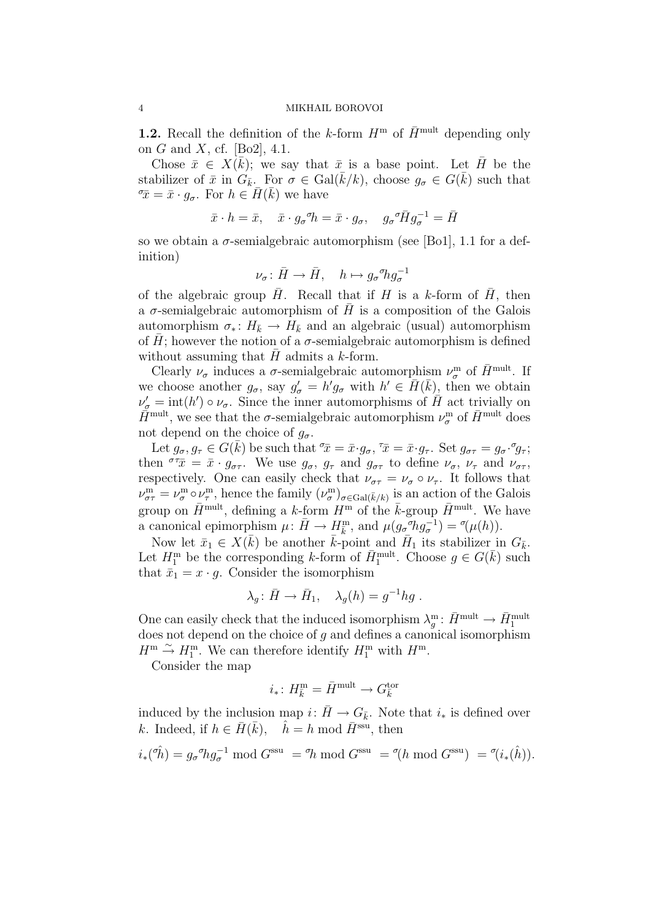**1.2.** Recall the definition of the $k$-form $H^{\mathrm{m}}$ of $\bar{H}^{\mathrm{mult}}$ depending only on $G$ and $X$, cf. [Bo2], 4.1.

Chose $\bar{x} \in X(\bar{k})$; we say that $\bar{x}$ is a base point. Let $\bar{H}$ be the stabilizer of $\bar{x}$ in $G_{\bar{k}}$. For $\sigma \in \mathrm{Gal}(\bar{k}/k)$, choose $g_\sigma \in G(\bar{k})$ such that ${}^\sigma\bar{x} = \bar{x} \cdot g_\sigma$. For $h \in \bar{H}(\bar{k})$ we have

$$\bar{x} \cdot h = \bar{x}, \quad \bar{x} \cdot g_\sigma {}^\sigma h = \bar{x} \cdot g_\sigma, \quad g_\sigma {}^\sigma\bar{H} g_\sigma^{-1} = \bar{H}$$

so we obtain a $\sigma$-semialgebraic automorphism (see [Bo1], 1.1 for a definition)

$$\nu_\sigma \colon \bar{H} \to \bar{H}, \quad h \mapsto g_\sigma {}^\sigma h g_\sigma^{-1}$$

of the algebraic group $\bar{H}$. Recall that if $H$ is a $k$-form of $\bar{H}$, then a $\sigma$-semialgebraic automorphism of $\bar{H}$ is a composition of the Galois automorphism $\sigma_* \colon H_{\bar{k}} \to H_{\bar{k}}$ and an algebraic (usual) automorphism of $\bar{H}$; however the notion of a $\sigma$-semialgebraic automorphism is defined without assuming that $\bar{H}$ admits a $k$-form.

Clearly $\nu_\sigma$ induces a $\sigma$-semialgebraic automorphism $\nu_\sigma^{\mathrm{m}}$ of $\bar{H}^{\mathrm{mult}}$. If we choose another $g_\sigma$, say $g'_\sigma = h' g_\sigma$ with $h' \in \bar{H}(\bar{k})$, then we obtain $\nu'_\sigma = \mathrm{int}(h') \circ \nu_\sigma$. Since the inner automorphisms of $\bar{H}$ act trivially on $\bar{H}^{\mathrm{mult}}$, we see that the $\sigma$-semialgebraic automorphism $\nu_\sigma^{\mathrm{m}}$ of $\bar{H}^{\mathrm{mult}}$ does not depend on the choice of $g_\sigma$.

Let $g_\sigma, g_\tau \in G(\bar{k})$ be such that ${}^\sigma\bar{x} = \bar{x} \cdot g_\sigma$, ${}^\tau\bar{x} = \bar{x} \cdot g_\tau$. Set $g_{\sigma\tau} = g_\sigma \cdot {}^\sigma g_\tau$; then ${}^{\sigma\tau}\bar{x} = \bar{x} \cdot g_{\sigma\tau}$. We use $g_\sigma$, $g_\tau$ and $g_{\sigma\tau}$ to define $\nu_\sigma$, $\nu_\tau$ and $\nu_{\sigma\tau}$, respectively. One can easily check that $\nu_{\sigma\tau} = \nu_\sigma \circ \nu_\tau$. It follows that $\nu_{\sigma\tau}^{\mathrm{m}} = \nu_\sigma^{\mathrm{m}} \circ \nu_\tau^{\mathrm{m}}$, hence the family $(\nu_\sigma^{\mathrm{m}})_{\sigma \in \mathrm{Gal}(\bar{k}/k)}$ is an action of the Galois group on $\bar{H}^{\mathrm{mult}}$, defining a $k$-form $H^{\mathrm{m}}$ of the $\bar{k}$-group $\bar{H}^{\mathrm{mult}}$. We have a canonical epimorphism $\mu \colon \bar{H} \to H^{\mathrm{m}}_{\bar{k}}$, and $\mu(g_\sigma {}^\sigma h g_\sigma^{-1}) = {}^\sigma(\mu(h))$.

Now let $\bar{x}_1 \in X(\bar{k})$ be another $\bar{k}$-point and $\bar{H}_1$ its stabilizer in $G_{\bar{k}}$. Let $H_1^{\mathrm{m}}$ be the corresponding $k$-form of $\bar{H}_1^{\mathrm{mult}}$. Choose $g \in G(\bar{k})$ such that $\bar{x}_1 = x \cdot g$. Consider the isomorphism

$$\lambda_g \colon \bar{H} \to \bar{H}_1, \quad \lambda_g(h) = g^{-1} h g\ .$$

One can easily check that the induced isomorphism $\lambda_g^{\mathrm{m}} \colon \bar{H}^{\mathrm{mult}} \to \bar{H}_1^{\mathrm{mult}}$ does not depend on the choice of $g$ and defines a canonical isomorphism $H^{\mathrm{m}} \xrightarrow{\sim} H_1^{\mathrm{m}}$. We can therefore identify $H_1^{\mathrm{m}}$ with $H^{\mathrm{m}}$.

Consider the map

$$i_* \colon H^{\mathrm{m}}_{\bar{k}} = \bar{H}^{\mathrm{mult}} \to G^{\mathrm{tor}}_{\bar{k}}$$

induced by the inclusion map $i \colon \bar{H} \to G_{\bar{k}}$. Note that $i_*$ is defined over $k$. Indeed, if $h \in \bar{H}(\bar{k})$, $\quad \hat{h} = h \bmod \bar{H}^{\mathrm{ssu}}$, then

$$i_*({}^\sigma\hat{h}) = g_\sigma {}^\sigma h g_\sigma^{-1} \bmod G^{\mathrm{ssu}} \ = {}^\sigma h \bmod G^{\mathrm{ssu}} \ = {}^\sigma(h \bmod G^{\mathrm{ssu}}) \ = {}^\sigma(i_*(\hat{h})).$$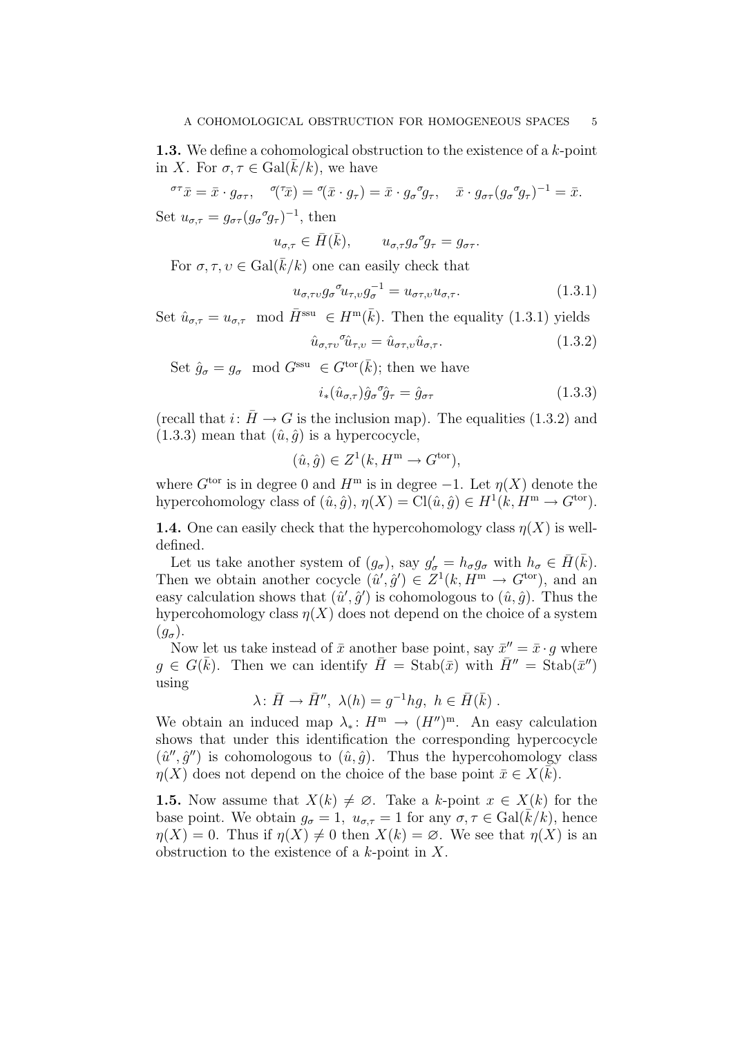**1.3.** We define a cohomological obstruction to the existence of a $k$-point in $X$. For $\sigma, \tau \in \mathrm{Gal}(\bar{k}/k)$, we have

$$^{\sigma\tau}\bar{x} = \bar{x} \cdot g_{\sigma\tau}, \quad {}^{\sigma}({}^{\tau}\bar{x}) = {}^{\sigma}(\bar{x} \cdot g_{\tau}) = \bar{x} \cdot g_{\sigma}{}^{\sigma}g_{\tau}, \quad \bar{x} \cdot g_{\sigma\tau}(g_{\sigma}{}^{\sigma}g_{\tau})^{-1} = \bar{x}.$$

Set $u_{\sigma,\tau} = g_{\sigma\tau}(g_{\sigma}{}^{\sigma}g_{\tau})^{-1}$, then

$$u_{\sigma,\tau} \in \bar{H}(\bar{k}), \qquad u_{\sigma,\tau}g_{\sigma}{}^{\sigma}g_{\tau} = g_{\sigma\tau}.$$

For $\sigma, \tau, \upsilon \in \mathrm{Gal}(\bar{k}/k)$ one can easily check that

$$u_{\sigma,\tau\upsilon}g_{\sigma}{}^{\sigma}u_{\tau,\upsilon}g_{\sigma}^{-1} = u_{\sigma\tau,\upsilon}u_{\sigma,\tau}. \tag{1.3.1}$$

Set $\hat{u}_{\sigma,\tau} = u_{\sigma,\tau} \mod \bar{H}^{\mathrm{ssu}} \in H^{\mathrm{m}}(\bar{k})$. Then the equality (1.3.1) yields

$$\hat{u}_{\sigma,\tau\upsilon}{}^{\sigma}\hat{u}_{\tau,\upsilon} = \hat{u}_{\sigma\tau,\upsilon}\hat{u}_{\sigma,\tau}. \tag{1.3.2}$$

Set $\hat{g}_{\sigma} = g_{\sigma} \mod G^{\mathrm{ssu}} \in G^{\mathrm{tor}}(\bar{k})$; then we have

$$i_*(\hat{u}_{\sigma,\tau})\hat{g}_{\sigma}{}^{\sigma}\hat{g}_{\tau} = \hat{g}_{\sigma\tau} \tag{1.3.3}$$

(recall that $i \colon \bar{H} \to G$ is the inclusion map). The equalities (1.3.2) and (1.3.3) mean that $(\hat{u}, \hat{g})$ is a hypercocycle,

$$(\hat{u}, \hat{g}) \in Z^1(k, H^{\mathrm{m}} \to G^{\mathrm{tor}}),$$

where $G^{\mathrm{tor}}$ is in degree 0 and $H^{\mathrm{m}}$ is in degree $-1$. Let $\eta(X)$ denote the hypercohomology class of $(\hat{u}, \hat{g})$, $\eta(X) = \mathrm{Cl}(\hat{u}, \hat{g}) \in H^1(k, H^{\mathrm{m}} \to G^{\mathrm{tor}})$.

**1.4.** One can easily check that the hypercohomology class $\eta(X)$ is well-defined.

Let us take another system of $(g_{\sigma})$, say $g'_{\sigma} = h_{\sigma}g_{\sigma}$ with $h_{\sigma} \in \bar{H}(\bar{k})$. Then we obtain another cocycle $(\hat{u}', \hat{g}') \in Z^1(k, H^{\mathrm{m}} \to G^{\mathrm{tor}})$, and an easy calculation shows that $(\hat{u}', \hat{g}')$ is cohomologous to $(\hat{u}, \hat{g})$. Thus the hypercohomology class $\eta(X)$ does not depend on the choice of a system $(g_{\sigma})$.

Now let us take instead of $\bar{x}$ another base point, say $\bar{x}'' = \bar{x} \cdot g$ where $g \in G(\bar{k})$. Then we can identify $\bar{H} = \mathrm{Stab}(\bar{x})$ with $\bar{H}'' = \mathrm{Stab}(\bar{x}'')$ using

$$\lambda \colon \bar{H} \to \bar{H}'',\ \lambda(h) = g^{-1}hg,\ h \in \bar{H}(\bar{k})\ .$$

We obtain an induced map $\lambda_* \colon H^{\mathrm{m}} \to (H'')^{\mathrm{m}}$. An easy calculation shows that under this identification the corresponding hypercocycle $(\hat{u}'', \hat{g}'')$ is cohomologous to $(\hat{u}, \hat{g})$. Thus the hypercohomology class $\eta(X)$ does not depend on the choice of the base point $\bar{x} \in X(\bar{k})$.

**1.5.** Now assume that $X(k) \neq \varnothing$. Take a $k$-point $x \in X(k)$ for the base point. We obtain $g_{\sigma} = 1$, $u_{\sigma,\tau} = 1$ for any $\sigma, \tau \in \mathrm{Gal}(\bar{k}/k)$, hence $\eta(X) = 0$. Thus if $\eta(X) \neq 0$ then $X(k) = \varnothing$. We see that $\eta(X)$ is an obstruction to the existence of a $k$-point in $X$.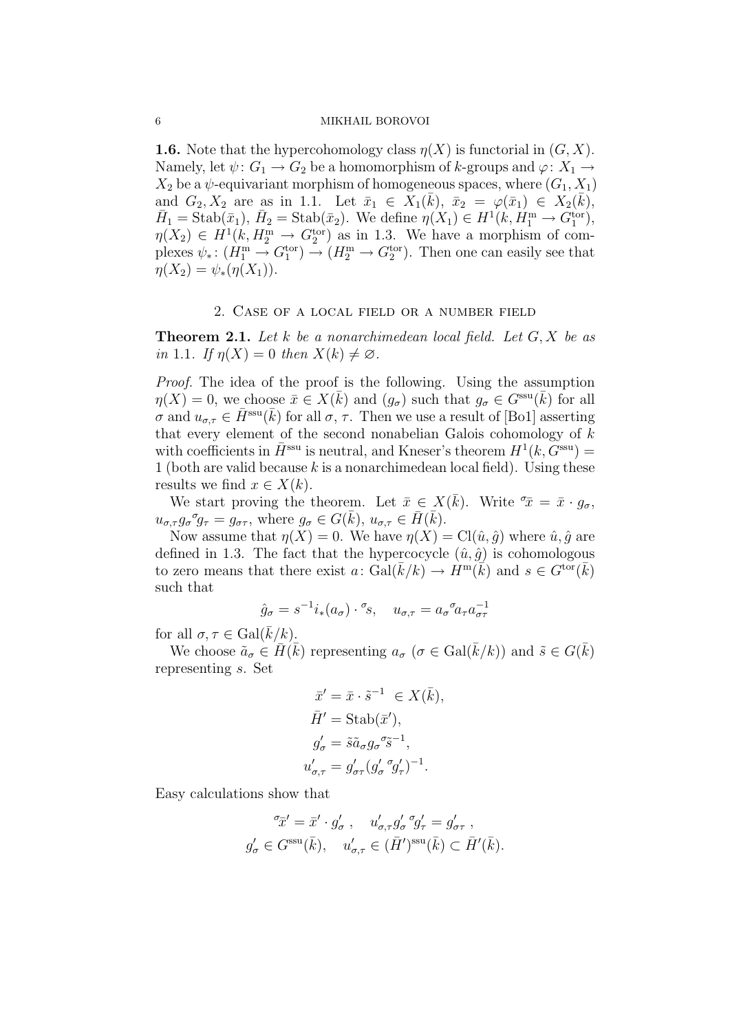**1.6.** Note that the hypercohomology class $\eta(X)$ is functorial in $(G, X)$. Namely, let $\psi\colon G_1 \to G_2$ be a homomorphism of $k$-groups and $\varphi\colon X_1 \to X_2$ be a $\psi$-equivariant morphism of homogeneous spaces, where $(G_1, X_1)$ and $G_2, X_2$ are as in 1.1. Let $\bar{x}_1 \in X_1(\bar{k})$, $\bar{x}_2 = \varphi(\bar{x}_1) \in X_2(\bar{k})$, $\bar{H}_1 = \mathrm{Stab}(\bar{x}_1)$, $\bar{H}_2 = \mathrm{Stab}(\bar{x}_2)$. We define $\eta(X_1) \in H^1(k, H_1^{\mathrm{m}} \to G_1^{\mathrm{tor}})$, $\eta(X_2) \in H^1(k, H_2^{\mathrm{m}} \to G_2^{\mathrm{tor}})$ as in 1.3. We have a morphism of complexes $\psi_*\colon (H_1^{\mathrm{m}} \to G_1^{\mathrm{tor}}) \to (H_2^{\mathrm{m}} \to G_2^{\mathrm{tor}})$. Then one can easily see that $\eta(X_2) = \psi_*(\eta(X_1))$.

## 2. Case of a local field or a number field

**Theorem 2.1.** *Let $k$ be a nonarchimedean local field. Let $G, X$ be as in* 1.1. *If $\eta(X) = 0$ then $X(k) \neq \varnothing$.*

*Proof.* The idea of the proof is the following. Using the assumption $\eta(X) = 0$, we choose $\bar{x} \in X(\bar{k})$ and $(g_\sigma)$ such that $g_\sigma \in G^{\mathrm{ssu}}(\bar{k})$ for all $\sigma$ and $u_{\sigma,\tau} \in \bar{H}^{\mathrm{ssu}}(\bar{k})$ for all $\sigma$, $\tau$. Then we use a result of [Bo1] asserting that every element of the second nonabelian Galois cohomology of $k$ with coefficients in $\bar{H}^{\mathrm{ssu}}$ is neutral, and Kneser's theorem $H^1(k, G^{\mathrm{ssu}}) = 1$ (both are valid because $k$ is a nonarchimedean local field). Using these results we find $x \in X(k)$.

We start proving the theorem. Let $\bar{x} \in X(\bar{k})$. Write ${}^\sigma\bar{x} = \bar{x} \cdot g_\sigma$, $u_{\sigma,\tau} g_\sigma {}^\sigma g_\tau = g_{\sigma\tau}$, where $g_\sigma \in G(\bar{k})$, $u_{\sigma,\tau} \in \bar{H}(\bar{k})$.

Now assume that $\eta(X) = 0$. We have $\eta(X) = \mathrm{Cl}(\hat{u}, \hat{g})$ where $\hat{u}, \hat{g}$ are defined in 1.3. The fact that the hypercocycle $(\hat{u}, \hat{g})$ is cohomologous to zero means that there exist $a\colon \mathrm{Gal}(\bar{k}/k) \to H^{\mathrm{m}}(\bar{k})$ and $s \in G^{\mathrm{tor}}(\bar{k})$ such that

$$\hat{g}_\sigma = s^{-1} i_*(a_\sigma) \cdot {}^\sigma s, \quad u_{\sigma,\tau} = a_\sigma {}^\sigma a_\tau a_{\sigma\tau}^{-1}$$

for all $\sigma, \tau \in \mathrm{Gal}(\bar{k}/k)$.

We choose $\tilde{a}_\sigma \in \bar{H}(\bar{k})$ representing $a_\sigma$ ($\sigma \in \mathrm{Gal}(\bar{k}/k)$) and $\tilde{s} \in G(\bar{k})$ representing $s$. Set

$$\begin{aligned}
\bar{x}' &= \bar{x} \cdot \tilde{s}^{-1} \in X(\bar{k}), \\
\bar{H}' &= \mathrm{Stab}(\bar{x}'), \\
g'_\sigma &= \tilde{s}\tilde{a}_\sigma g_\sigma {}^\sigma\tilde{s}^{-1}, \\
u'_{\sigma,\tau} &= g'_{\sigma\tau}(g'_\sigma {}^\sigma g'_\tau)^{-1}.
\end{aligned}$$

Easy calculations show that

$$\begin{gathered}
{}^\sigma\bar{x}' = \bar{x}' \cdot g'_\sigma\,, \quad u'_{\sigma,\tau} g'_\sigma {}^\sigma g'_\tau = g'_{\sigma\tau}\,, \\
g'_\sigma \in G^{\mathrm{ssu}}(\bar{k}), \quad u'_{\sigma,\tau} \in (\bar{H}')^{\mathrm{ssu}}(\bar{k}) \subset \bar{H}'(\bar{k}).
\end{gathered}$$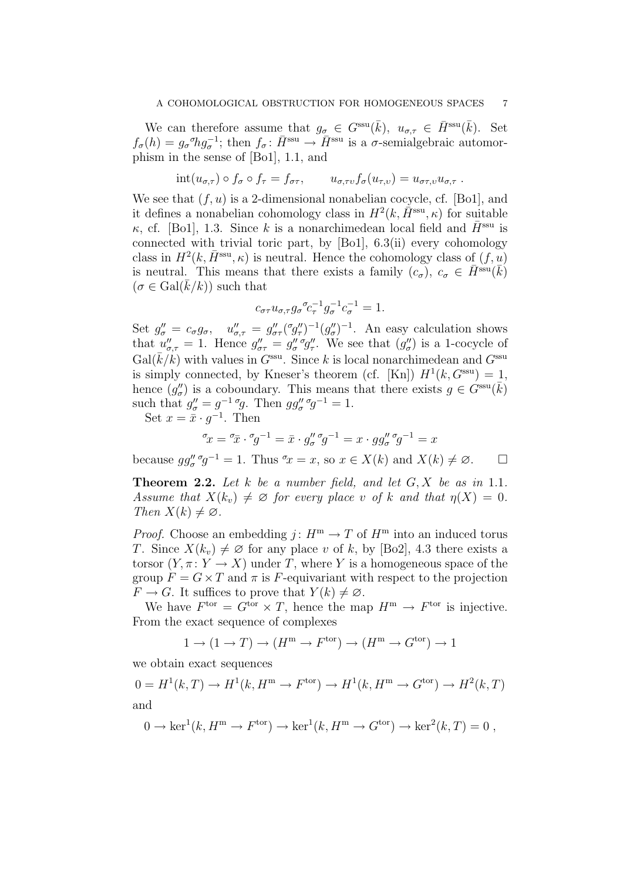We can therefore assume that $g_\sigma \in G^{\text{ssu}}(\bar{k})$, $u_{\sigma,\tau} \in \bar{H}^{\text{ssu}}(\bar{k})$. Set $f_\sigma(h) = g_\sigma {}^\sigma h g_\sigma^{-1}$; then $f_\sigma \colon \bar{H}^{\text{ssu}} \to \bar{H}^{\text{ssu}}$ is a $\sigma$-semialgebraic automorphism in the sense of [Bo1], 1.1, and

$$\operatorname{int}(u_{\sigma,\tau}) \circ f_\sigma \circ f_\tau = f_{\sigma\tau}, \qquad u_{\sigma,\tau\upsilon} f_\sigma(u_{\tau,\upsilon}) = u_{\sigma\tau,\upsilon} u_{\sigma,\tau} \ .$$

We see that $(f, u)$ is a 2-dimensional nonabelian cocycle, cf. [Bo1], and it defines a nonabelian cohomology class in $H^2(k, \bar{H}^{\text{ssu}}, \kappa)$ for suitable $\kappa$, cf. [Bo1], 1.3. Since $k$ is a nonarchimedean local field and $\bar{H}^{\text{ssu}}$ is connected with trivial toric part, by [Bo1], 6.3(ii) every cohomology class in $H^2(k, \bar{H}^{\text{ssu}}, \kappa)$ is neutral. Hence the cohomology class of $(f, u)$ is neutral. This means that there exists a family $(c_\sigma)$, $c_\sigma \in \bar{H}^{\text{ssu}}(\bar{k})$ ($\sigma \in \operatorname{Gal}(\bar{k}/k)$) such that

$$c_{\sigma\tau} u_{\sigma,\tau} g_\sigma {}^\sigma c_\tau^{-1} g_\sigma^{-1} c_\sigma^{-1} = 1.$$

Set $g''_\sigma = c_\sigma g_\sigma$, $\quad u''_{\sigma,\tau} = g''_{\sigma\tau} ({}^\sigma g''_\tau)^{-1} (g''_\sigma)^{-1}$. An easy calculation shows that $u''_{\sigma,\tau} = 1$. Hence $g''_{\sigma\tau} = g''_\sigma {}^\sigma g''_\tau$. We see that $(g''_\sigma)$ is a 1-cocycle of $\operatorname{Gal}(\bar{k}/k)$ with values in $G^{\text{ssu}}$. Since $k$ is local nonarchimedean and $G^{\text{ssu}}$ is simply connected, by Kneser's theorem (cf. [Kn]) $H^1(k, G^{\text{ssu}}) = 1$, hence $(g''_\sigma)$ is a coboundary. This means that there exists $g \in G^{\text{ssu}}(\bar{k})$ such that $g''_\sigma = g^{-1} {}^\sigma g$. Then $g g''_\sigma {}^\sigma g^{-1} = 1$.

Set $x = \bar{x} \cdot g^{-1}$. Then

$${}^\sigma x = {}^\sigma \bar{x} \cdot {}^\sigma g^{-1} = \bar{x} \cdot g''_\sigma {}^\sigma g^{-1} = x \cdot g g''_\sigma {}^\sigma g^{-1} = x$$

because $g g''_\sigma {}^\sigma g^{-1} = 1$. Thus ${}^\sigma x = x$, so $x \in X(k)$ and $X(k) \neq \varnothing$. $\square$

**Theorem 2.2.** *Let $k$ be a number field, and let $G, X$ be as in* 1.1. *Assume that $X(k_v) \neq \varnothing$ for every place $v$ of $k$ and that $\eta(X) = 0$. Then $X(k) \neq \varnothing$.*

*Proof.* Choose an embedding $j \colon H^{\text{m}} \to T$ of $H^{\text{m}}$ into an induced torus $T$. Since $X(k_v) \neq \varnothing$ for any place $v$ of $k$, by [Bo2], 4.3 there exists a torsor $(Y, \pi \colon Y \to X)$ under $T$, where $Y$ is a homogeneous space of the group $F = G \times T$ and $\pi$ is $F$-equivariant with respect to the projection $F \to G$. It suffices to prove that $Y(k) \neq \varnothing$.

We have $F^{\text{tor}} = G^{\text{tor}} \times T$, hence the map $H^{\text{m}} \to F^{\text{tor}}$ is injective. From the exact sequence of complexes

$$1 \to (1 \to T) \to (H^{\text{m}} \to F^{\text{tor}}) \to (H^{\text{m}} \to G^{\text{tor}}) \to 1$$

we obtain exact sequences

$$0 = H^1(k, T) \to H^1(k, H^{\text{m}} \to F^{\text{tor}}) \to H^1(k, H^{\text{m}} \to G^{\text{tor}}) \to H^2(k, T)$$

and

$$0 \to \ker^1(k, H^{\text{m}} \to F^{\text{tor}}) \to \ker^1(k, H^{\text{m}} \to G^{\text{tor}}) \to \ker^2(k, T) = 0 \ ,$$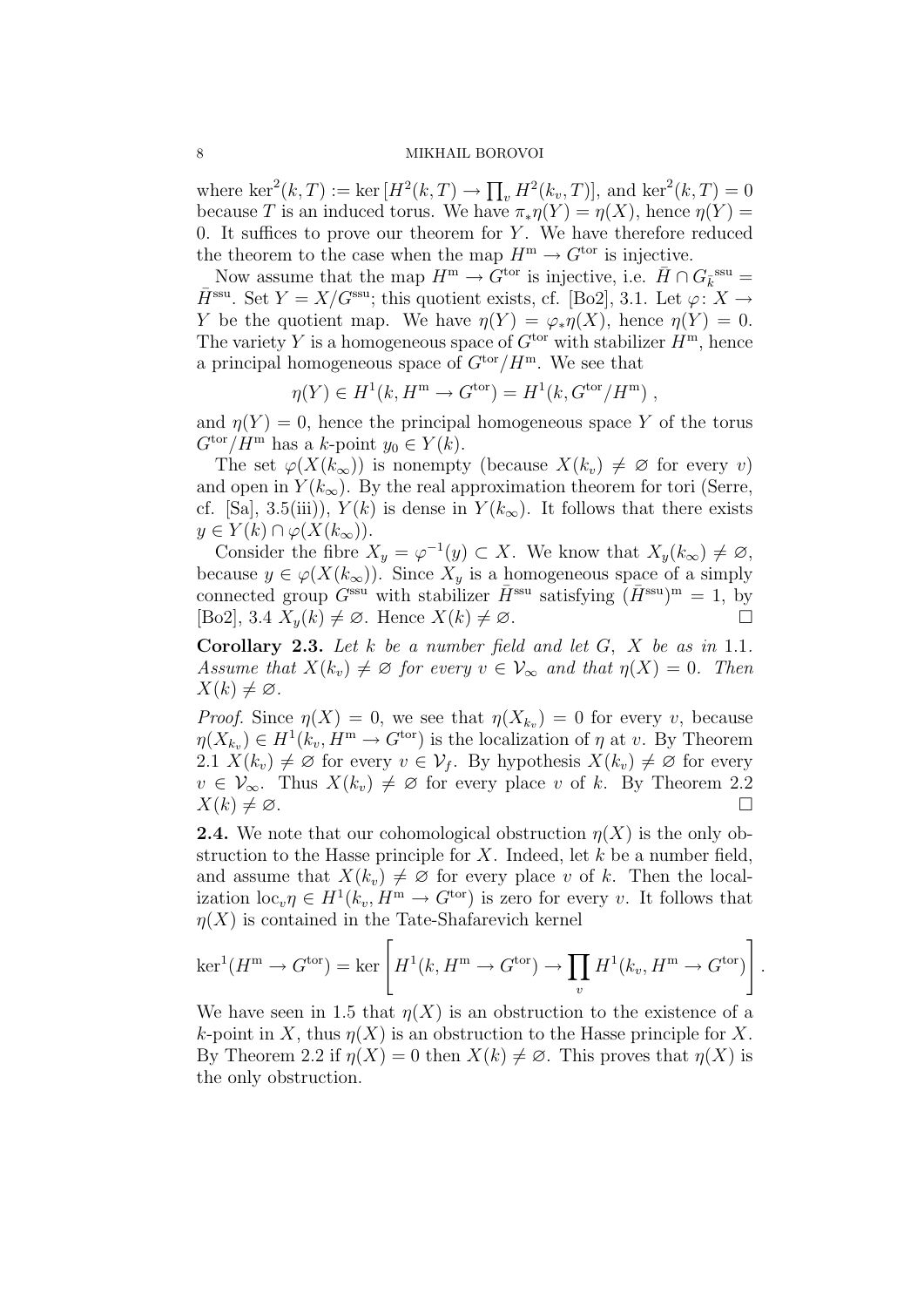where $\ker^2(k, T) := \ker [H^2(k, T) \to \prod_v H^2(k_v, T)]$, and $\ker^2(k, T) = 0$ because $T$ is an induced torus. We have $\pi_* \eta(Y) = \eta(X)$, hence $\eta(Y) = 0$. It suffices to prove our theorem for $Y$. We have therefore reduced the theorem to the case when the map $H^{\mathrm{m}} \to G^{\mathrm{tor}}$ is injective.

Now assume that the map $H^{\mathrm{m}} \to G^{\mathrm{tor}}$ is injective, i.e. $\bar{H} \cap G_{\bar{k}}^{\mathrm{ssu}} = \bar{H}^{\mathrm{ssu}}$. Set $Y = X/G^{\mathrm{ssu}}$; this quotient exists, cf. [Bo2], 3.1. Let $\varphi\colon X \to Y$ be the quotient map. We have $\eta(Y) = \varphi_* \eta(X)$, hence $\eta(Y) = 0$. The variety $Y$ is a homogeneous space of $G^{\mathrm{tor}}$ with stabilizer $H^{\mathrm{m}}$, hence a principal homogeneous space of $G^{\mathrm{tor}}/H^{\mathrm{m}}$. We see that

$$\eta(Y) \in H^1(k, H^{\mathrm{m}} \to G^{\mathrm{tor}}) = H^1(k, G^{\mathrm{tor}}/H^{\mathrm{m}}) ,$$

and $\eta(Y) = 0$, hence the principal homogeneous space $Y$ of the torus $G^{\mathrm{tor}}/H^{\mathrm{m}}$ has a $k$-point $y_0 \in Y(k)$.

The set $\varphi(X(k_\infty))$ is nonempty (because $X(k_v) \neq \varnothing$ for every $v$) and open in $Y(k_\infty)$. By the real approximation theorem for tori (Serre, cf. [Sa], 3.5(iii)), $Y(k)$ is dense in $Y(k_\infty)$. It follows that there exists $y \in Y(k) \cap \varphi(X(k_\infty))$.

Consider the fibre $X_y = \varphi^{-1}(y) \subset X$. We know that $X_y(k_\infty) \neq \varnothing$, because $y \in \varphi(X(k_\infty))$. Since $X_y$ is a homogeneous space of a simply connected group $G^{\mathrm{ssu}}$ with stabilizer $\bar{H}^{\mathrm{ssu}}$ satisfying $(\bar{H}^{\mathrm{ssu}})^{\mathrm{m}} = 1$, by [Bo2], 3.4 $X_y(k) \neq \varnothing$. Hence $X(k) \neq \varnothing$. $\square$

**Corollary 2.3.** *Let $k$ be a number field and let $G$, $X$ be as in* 1.1. *Assume that $X(k_v) \neq \varnothing$ for every $v \in \mathcal{V}_\infty$ and that $\eta(X) = 0$. Then $X(k) \neq \varnothing$.*

*Proof.* Since $\eta(X) = 0$, we see that $\eta(X_{k_v}) = 0$ for every $v$, because $\eta(X_{k_v}) \in H^1(k_v, H^{\mathrm{m}} \to G^{\mathrm{tor}})$ is the localization of $\eta$ at $v$. By Theorem 2.1 $X(k_v) \neq \varnothing$ for every $v \in \mathcal{V}_f$. By hypothesis $X(k_v) \neq \varnothing$ for every $v \in \mathcal{V}_\infty$. Thus $X(k_v) \neq \varnothing$ for every place $v$ of $k$. By Theorem 2.2 $X(k) \neq \varnothing$. $\square$

**2.4.** We note that our cohomological obstruction $\eta(X)$ is the only obstruction to the Hasse principle for $X$. Indeed, let $k$ be a number field, and assume that $X(k_v) \neq \varnothing$ for every place $v$ of $k$. Then the localization $\mathrm{loc}_v \eta \in H^1(k_v, H^{\mathrm{m}} \to G^{\mathrm{tor}})$ is zero for every $v$. It follows that $\eta(X)$ is contained in the Tate-Shafarevich kernel

$$\ker^1(H^{\mathrm{m}} \to G^{\mathrm{tor}}) = \ker \left[ H^1(k, H^{\mathrm{m}} \to G^{\mathrm{tor}}) \to \prod_v H^1(k_v, H^{\mathrm{m}} \to G^{\mathrm{tor}}) \right].$$

We have seen in 1.5 that $\eta(X)$ is an obstruction to the existence of a $k$-point in $X$, thus $\eta(X)$ is an obstruction to the Hasse principle for $X$. By Theorem 2.2 if $\eta(X) = 0$ then $X(k) \neq \varnothing$. This proves that $\eta(X)$ is the only obstruction.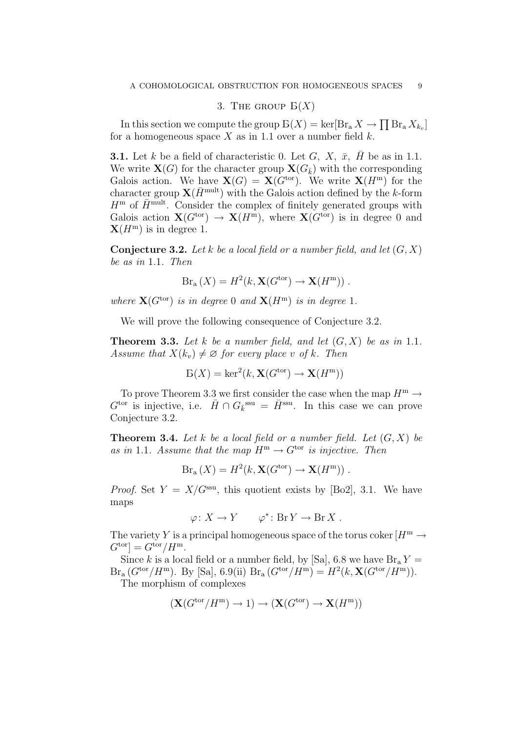## 3. The group $Б(X)$

In this section we compute the group $Б(X) = \ker[\mathrm{Br_a}\, X \to \prod \mathrm{Br_a}\, X_{k_v}]$ for a homogeneous space $X$ as in 1.1 over a number field $k$.

**3.1.** Let $k$ be a field of characteristic 0. Let $G$, $X$, $\bar{x}$, $\bar{H}$ be as in 1.1. We write $\mathbf{X}(G)$ for the character group $\mathbf{X}(G_{\bar{k}})$ with the corresponding Galois action. We have $\mathbf{X}(G) = \mathbf{X}(G^{\mathrm{tor}})$. We write $\mathbf{X}(H^{\mathrm{m}})$ for the character group $\mathbf{X}(\bar{H}^{\mathrm{mult}})$ with the Galois action defined by the $k$-form $H^{\mathrm{m}}$ of $\bar{H}^{\mathrm{mult}}$. Consider the complex of finitely generated groups with Galois action $\mathbf{X}(G^{\mathrm{tor}}) \to \mathbf{X}(H^{\mathrm{m}})$, where $\mathbf{X}(G^{\mathrm{tor}})$ is in degree 0 and $\mathbf{X}(H^{\mathrm{m}})$ is in degree 1.

**Conjecture 3.2.** *Let $k$ be a local field or a number field, and let $(G, X)$ be as in* 1.1. *Then*

$$\mathrm{Br_a}\,(X) = H^2(k, \mathbf{X}(G^{\mathrm{tor}}) \to \mathbf{X}(H^{\mathrm{m}}))\ .$$

*where $\mathbf{X}(G^{\mathrm{tor}})$ is in degree 0 and $\mathbf{X}(H^{\mathrm{m}})$ is in degree 1.*

We will prove the following consequence of Conjecture 3.2.

**Theorem 3.3.** *Let $k$ be a number field, and let $(G, X)$ be as in* 1.1. *Assume that $X(k_v) \neq \varnothing$ for every place $v$ of $k$. Then*

$$Б(X) = \ker^2(k, \mathbf{X}(G^{\mathrm{tor}}) \to \mathbf{X}(H^{\mathrm{m}}))$$

To prove Theorem 3.3 we first consider the case when the map $H^{\mathrm{m}} \to G^{\mathrm{tor}}$ is injective, i.e. $\bar{H} \cap G_{\bar{k}}^{\mathrm{ssu}} = \bar{H}^{\mathrm{ssu}}$. In this case we can prove Conjecture 3.2.

**Theorem 3.4.** *Let $k$ be a local field or a number field. Let $(G, X)$ be as in* 1.1. *Assume that the map $H^{\mathrm{m}} \to G^{\mathrm{tor}}$ is injective. Then*

$$\mathrm{Br_a}\,(X) = H^2(k, \mathbf{X}(G^{\mathrm{tor}}) \to \mathbf{X}(H^{\mathrm{m}}))\ .$$

*Proof.* Set $Y = X/G^{\mathrm{ssu}}$, this quotient exists by [Bo2], 3.1. We have maps

$$\varphi\colon X \to Y \qquad \varphi^*\colon \mathrm{Br}\, Y \to \mathrm{Br}\, X\ .$$

The variety $Y$ is a principal homogeneous space of the torus $\mathrm{coker}\,[H^{\mathrm{m}} \to G^{\mathrm{tor}}] = G^{\mathrm{tor}}/H^{\mathrm{m}}$.

Since $k$ is a local field or a number field, by [Sa], 6.8 we have $\mathrm{Br_a}\, Y = \mathrm{Br_a}\,(G^{\mathrm{tor}}/H^{\mathrm{m}})$. By [Sa], 6.9(ii) $\mathrm{Br_a}\,(G^{\mathrm{tor}}/H^{\mathrm{m}}) = H^2(k, \mathbf{X}(G^{\mathrm{tor}}/H^{\mathrm{m}}))$.

The morphism of complexes

$$(\mathbf{X}(G^{\mathrm{tor}}/H^{\mathrm{m}}) \to 1) \to (\mathbf{X}(G^{\mathrm{tor}}) \to \mathbf{X}(H^{\mathrm{m}}))$$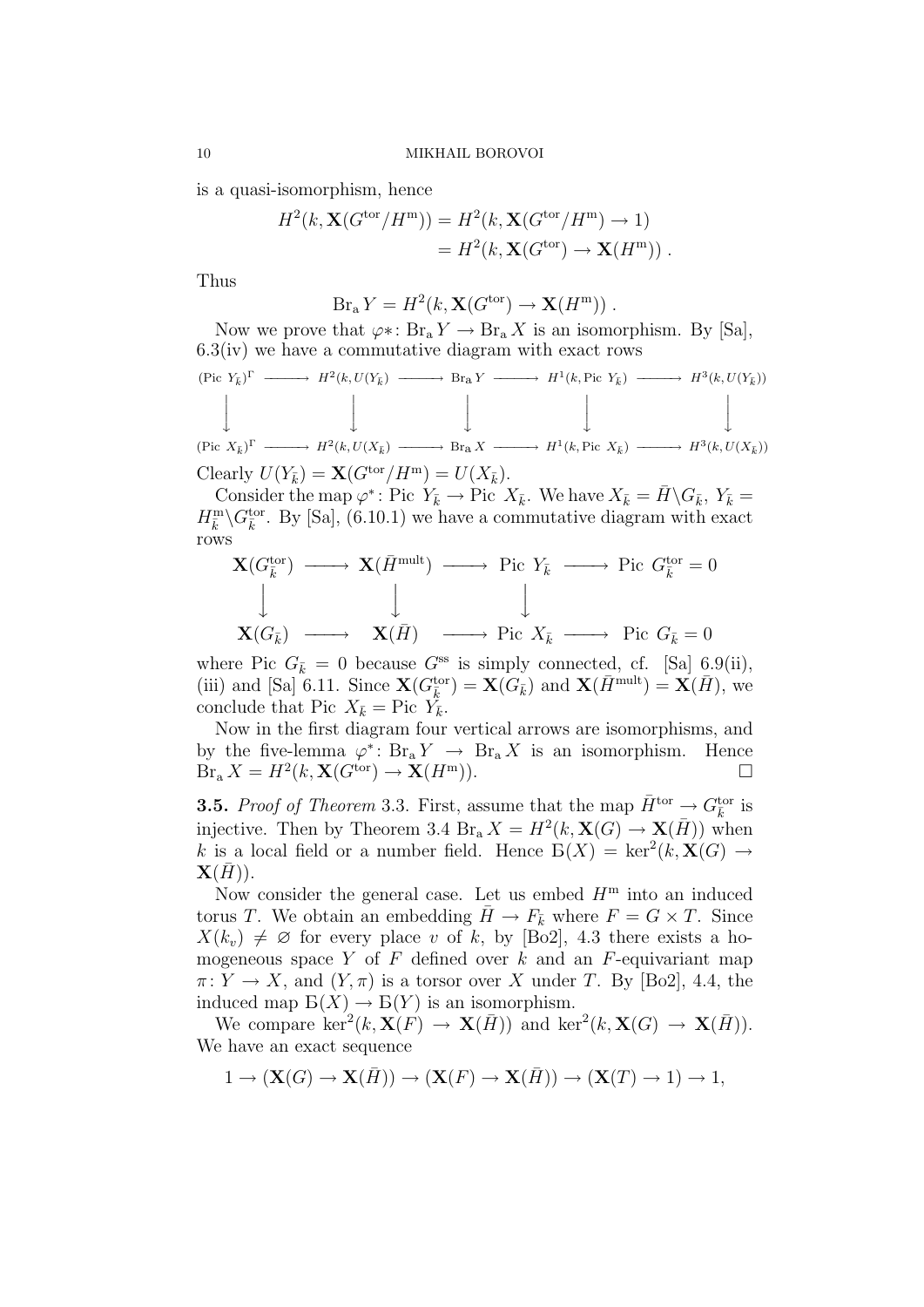is a quasi-isomorphism, hence

$$
\begin{aligned}
H^2(k, \mathbf{X}(G^{\rm tor}/H^{\rm m})) &= H^2(k, \mathbf{X}(G^{\rm tor}/H^{\rm m}) \to 1) \\
&= H^2(k, \mathbf{X}(G^{\rm tor}) \to \mathbf{X}(H^{\rm m}))\ .
\end{aligned}
$$

Thus

$$
\mathrm{Br_a}\, Y = H^2(k, \mathbf{X}(G^{\rm tor}) \to \mathbf{X}(H^{\rm m}))\ .
$$

Now we prove that $\varphi*\colon \mathrm{Br_a}\, Y \to \mathrm{Br_a}\, X$ is an isomorphism. By [Sa], 6.3(iv) we have a commutative diagram with exact rows

$$
\begin{array}{ccccccccc}
(\mathrm{Pic}\ Y_{\bar k})^\Gamma & \longrightarrow & H^2(k, U(Y_{\bar k})) & \longrightarrow & \mathrm{Br_a}\, Y & \longrightarrow & H^1(k, \mathrm{Pic}\ Y_{\bar k}) & \longrightarrow & H^3(k, U(Y_{\bar k})) \\
\downarrow & & \downarrow & & \downarrow & & \downarrow & & \downarrow \\
(\mathrm{Pic}\ X_{\bar k})^\Gamma & \longrightarrow & H^2(k, U(X_{\bar k})) & \longrightarrow & \mathrm{Br_a}\, X & \longrightarrow & H^1(k, \mathrm{Pic}\ X_{\bar k}) & \longrightarrow & H^3(k, U(X_{\bar k}))
\end{array}
$$

Clearly $U(Y_{\bar k}) = \mathbf{X}(G^{\rm tor}/H^{\rm m}) = U(X_{\bar k})$.

Consider the map $\varphi^*\colon \mathrm{Pic}\ Y_{\bar k} \to \mathrm{Pic}\ X_{\bar k}$. We have $X_{\bar k} = \bar H\backslash G_{\bar k}$, $Y_{\bar k} = H^{\rm m}_{\bar k}\backslash G^{\rm tor}_{\bar k}$. By [Sa], (6.10.1) we have a commutative diagram with exact rows

$$
\begin{array}{ccccccc}
\mathbf{X}(G^{\rm tor}_{\bar k}) & \longrightarrow & \mathbf{X}(\bar H^{\rm mult}) & \longrightarrow & \mathrm{Pic}\ Y_{\bar k} & \longrightarrow & \mathrm{Pic}\ G^{\rm tor}_{\bar k} = 0 \\
\downarrow & & \downarrow & & \downarrow & & \\
\mathbf{X}(G_{\bar k}) & \longrightarrow & \mathbf{X}(\bar H) & \longrightarrow & \mathrm{Pic}\ X_{\bar k} & \longrightarrow & \mathrm{Pic}\ G_{\bar k} = 0
\end{array}
$$

where $\mathrm{Pic}\ G_{\bar k} = 0$ because $G^{\rm ss}$ is simply connected, cf. [Sa] 6.9(ii), (iii) and [Sa] 6.11. Since $\mathbf{X}(G^{\rm tor}_{\bar k}) = \mathbf{X}(G_{\bar k})$ and $\mathbf{X}(\bar H^{\rm mult}) = \mathbf{X}(\bar H)$, we conclude that $\mathrm{Pic}\ X_{\bar k} = \mathrm{Pic}\ Y_{\bar k}$.

Now in the first diagram four vertical arrows are isomorphisms, and by the five-lemma $\varphi^*\colon \mathrm{Br_a}\, Y \to \mathrm{Br_a}\, X$ is an isomorphism. Hence $\mathrm{Br_a}\, X = H^2(k, \mathbf{X}(G^{\rm tor}) \to \mathbf{X}(H^{\rm m}))$. □

**3.5.** *Proof of Theorem* 3.3. First, assume that the map $\bar H^{\rm tor} \to G^{\rm tor}_{\bar k}$ is injective. Then by Theorem 3.4 $\mathrm{Br_a}\, X = H^2(k, \mathbf{X}(G) \to \mathbf{X}(\bar H))$ when $k$ is a local field or a number field. Hence $\text{Б}(X) = \ker^2(k, \mathbf{X}(G) \to \mathbf{X}(\bar H))$.

Now consider the general case. Let us embed $H^{\rm m}$ into an induced torus $T$. We obtain an embedding $\bar H \to F_{\bar k}$ where $F = G \times T$. Since $X(k_v) \neq \varnothing$ for every place $v$ of $k$, by [Bo2], 4.3 there exists a homogeneous space $Y$ of $F$ defined over $k$ and an $F$-equivariant map $\pi\colon Y \to X$, and $(Y, \pi)$ is a torsor over $X$ under $T$. By [Bo2], 4.4, the induced map $\text{Б}(X) \to \text{Б}(Y)$ is an isomorphism.

We compare $\ker^2(k, \mathbf{X}(F) \to \mathbf{X}(\bar H))$ and $\ker^2(k, \mathbf{X}(G) \to \mathbf{X}(\bar H))$. We have an exact sequence

$$
1 \to (\mathbf{X}(G) \to \mathbf{X}(\bar H)) \to (\mathbf{X}(F) \to \mathbf{X}(\bar H)) \to (\mathbf{X}(T) \to 1) \to 1,
$$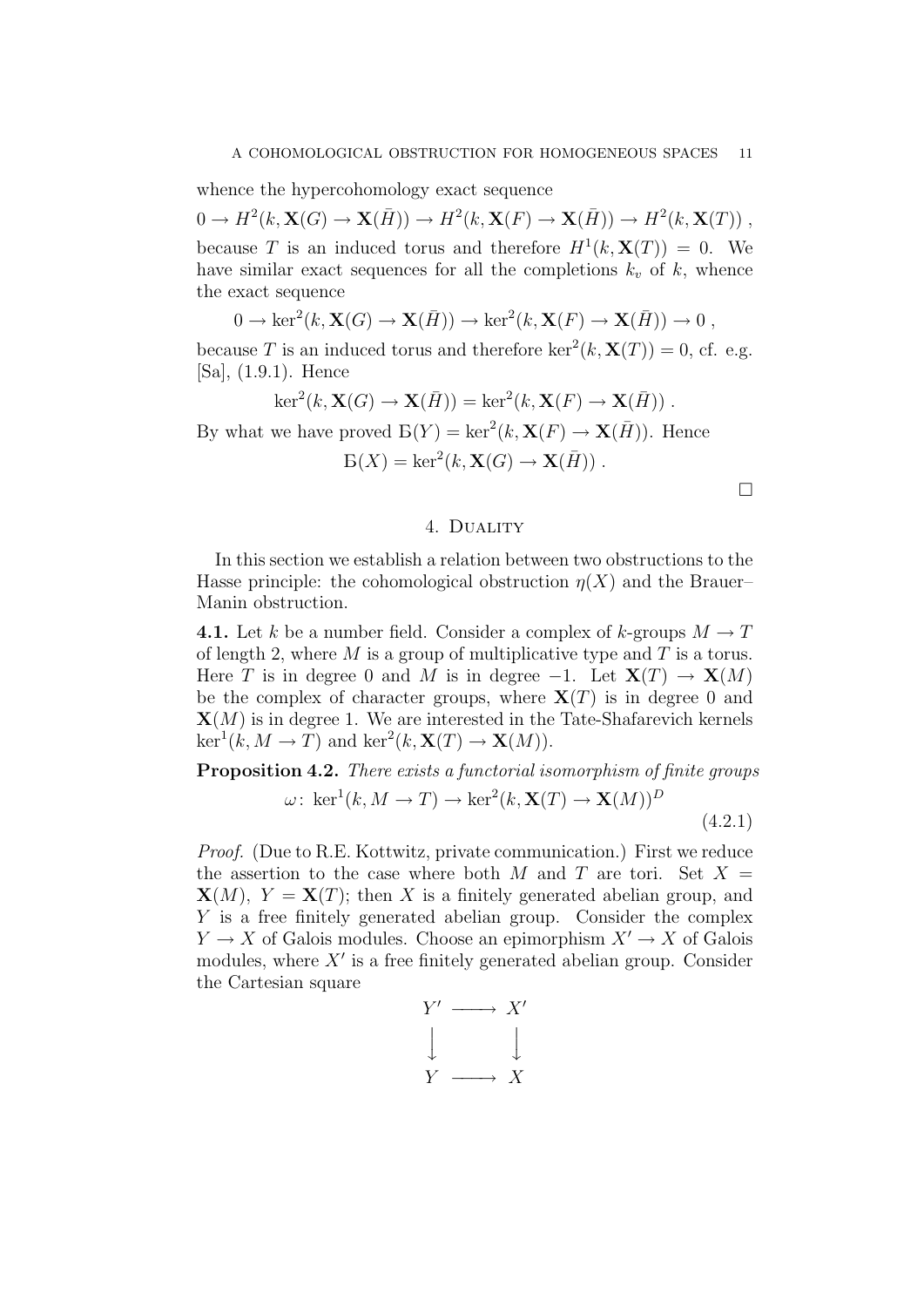whence the hypercohomology exact sequence

$$0 \to H^2(k, \mathbf{X}(G) \to \mathbf{X}(\bar{H})) \to H^2(k, \mathbf{X}(F) \to \mathbf{X}(\bar{H})) \to H^2(k, \mathbf{X}(T)) ,$$

because $T$ is an induced torus and therefore $H^1(k, \mathbf{X}(T)) = 0$. We have similar exact sequences for all the completions $k_v$ of $k$, whence the exact sequence

$$0 \to \ker^2(k, \mathbf{X}(G) \to \mathbf{X}(\bar{H})) \to \ker^2(k, \mathbf{X}(F) \to \mathbf{X}(\bar{H})) \to 0 ,$$

because $T$ is an induced torus and therefore $\ker^2(k, \mathbf{X}(T)) = 0$, cf. e.g. [Sa], (1.9.1). Hence

$$\ker^2(k, \mathbf{X}(G) \to \mathbf{X}(\bar{H})) = \ker^2(k, \mathbf{X}(F) \to \mathbf{X}(\bar{H})) .$$

By what we have proved $\text{Б}(Y) = \ker^2(k, \mathbf{X}(F) \to \mathbf{X}(\bar{H}))$. Hence

$$\text{Б}(X) = \ker^2(k, \mathbf{X}(G) \to \mathbf{X}(\bar{H})) .$$

□

## 4. Duality

In this section we establish a relation between two obstructions to the Hasse principle: the cohomological obstruction $\eta(X)$ and the Brauer–Manin obstruction.

**4.1.** Let $k$ be a number field. Consider a complex of $k$-groups $M \to T$ of length 2, where $M$ is a group of multiplicative type and $T$ is a torus. Here $T$ is in degree 0 and $M$ is in degree $-1$. Let $\mathbf{X}(T) \to \mathbf{X}(M)$ be the complex of character groups, where $\mathbf{X}(T)$ is in degree 0 and $\mathbf{X}(M)$ is in degree 1. We are interested in the Tate-Shafarevich kernels $\ker^1(k, M \to T)$ and $\ker^2(k, \mathbf{X}(T) \to \mathbf{X}(M))$.

**Proposition 4.2.** *There exists a functorial isomorphism of finite groups*

$$\omega \colon \ker^1(k, M \to T) \to \ker^2(k, \mathbf{X}(T) \to \mathbf{X}(M))^D \tag{4.2.1}$$

*Proof.* (Due to R.E. Kottwitz, private communication.) First we reduce the assertion to the case where both $M$ and $T$ are tori. Set $X = \mathbf{X}(M)$, $Y = \mathbf{X}(T)$; then $X$ is a finitely generated abelian group, and $Y$ is a free finitely generated abelian group. Consider the complex $Y \to X$ of Galois modules. Choose an epimorphism $X' \to X$ of Galois modules, where $X'$ is a free finitely generated abelian group. Consider the Cartesian square

$$\begin{array}{ccc} Y' & \longrightarrow & X' \\ \big\downarrow & & \big\downarrow \\ Y & \longrightarrow & X \end{array}$$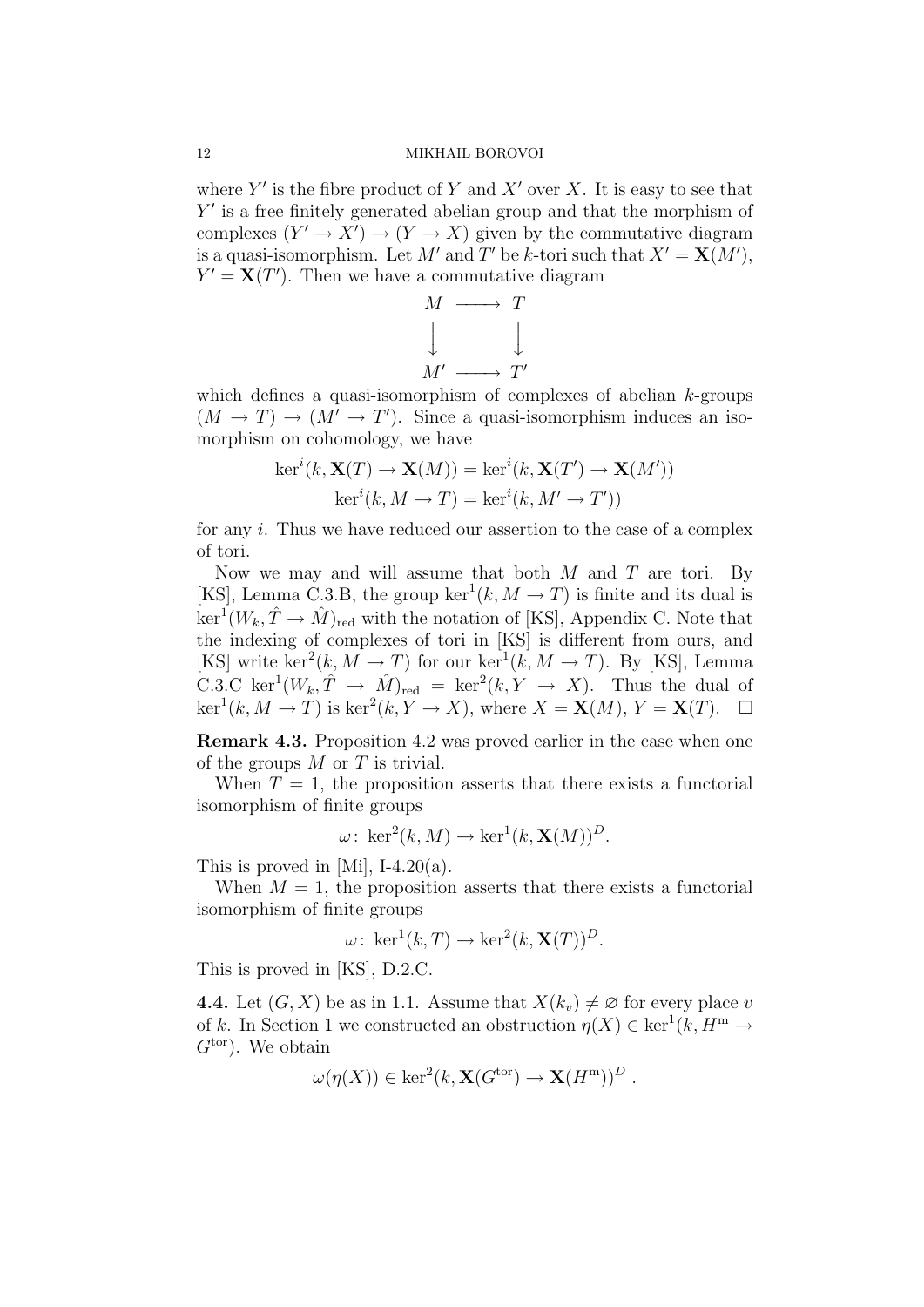where $Y'$ is the fibre product of $Y$ and $X'$ over $X$. It is easy to see that $Y'$ is a free finitely generated abelian group and that the morphism of complexes $(Y' \to X') \to (Y \to X)$ given by the commutative diagram is a quasi-isomorphism. Let $M'$ and $T'$ be $k$-tori such that $X' = \mathbf{X}(M')$, $Y' = \mathbf{X}(T')$. Then we have a commutative diagram

$$\begin{array}{ccc} M & \longrightarrow & T \\ \big\downarrow & & \big\downarrow \\ M' & \longrightarrow & T' \end{array}$$

which defines a quasi-isomorphism of complexes of abelian $k$-groups $(M \to T) \to (M' \to T')$. Since a quasi-isomorphism induces an isomorphism on cohomology, we have

$$\ker^i(k, \mathbf{X}(T) \to \mathbf{X}(M)) = \ker^i(k, \mathbf{X}(T') \to \mathbf{X}(M'))$$
$$\ker^i(k, M \to T) = \ker^i(k, M' \to T'))$$

for any $i$. Thus we have reduced our assertion to the case of a complex of tori.

Now we may and will assume that both $M$ and $T$ are tori. By [KS], Lemma C.3.B, the group $\ker^1(k, M \to T)$ is finite and its dual is $\ker^1(W_k, \hat{T} \to \hat{M})_{\mathrm{red}}$ with the notation of [KS], Appendix C. Note that the indexing of complexes of tori in [KS] is different from ours, and [KS] write $\ker^2(k, M \to T)$ for our $\ker^1(k, M \to T)$. By [KS], Lemma C.3.C $\ker^1(W_k, \hat{T} \to \hat{M})_{\mathrm{red}} = \ker^2(k, Y \to X)$. Thus the dual of $\ker^1(k, M \to T)$ is $\ker^2(k, Y \to X)$, where $X = \mathbf{X}(M)$, $Y = \mathbf{X}(T)$. $\square$

**Remark 4.3.** Proposition 4.2 was proved earlier in the case when one of the groups $M$ or $T$ is trivial.

When $T = 1$, the proposition asserts that there exists a functorial isomorphism of finite groups

$$\omega \colon \ker^2(k, M) \to \ker^1(k, \mathbf{X}(M))^D.$$

This is proved in [Mi], I-4.20(a).

When $M = 1$, the proposition asserts that there exists a functorial isomorphism of finite groups

$$\omega \colon \ker^1(k, T) \to \ker^2(k, \mathbf{X}(T))^D.$$

This is proved in [KS], D.2.C.

**4.4.** Let $(G, X)$ be as in 1.1. Assume that $X(k_v) \neq \varnothing$ for every place $v$ of $k$. In Section 1 we constructed an obstruction $\eta(X) \in \ker^1(k, H^{\mathrm{m}} \to G^{\mathrm{tor}})$. We obtain

$$\omega(\eta(X)) \in \ker^2(k, \mathbf{X}(G^{\mathrm{tor}}) \to \mathbf{X}(H^{\mathrm{m}}))^D\ .$$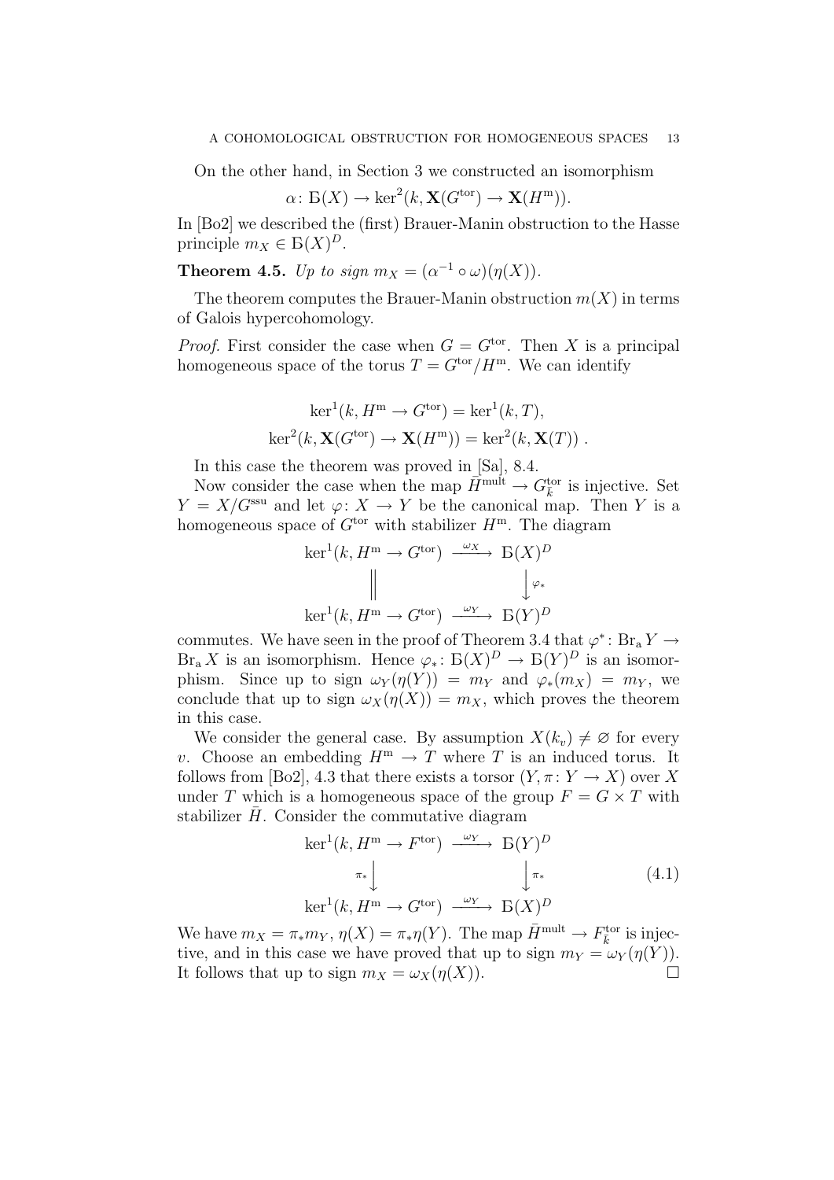On the other hand, in Section 3 we constructed an isomorphism

$$\alpha\colon Б(X) \to \ker^2(k, \mathbf{X}(G^{\mathrm{tor}}) \to \mathbf{X}(H^{\mathrm{m}})).$$

In [Bo2] we described the (first) Brauer-Manin obstruction to the Hasse principle $m_X \in Б(X)^D$.

**Theorem 4.5.** *Up to sign* $m_X = (\alpha^{-1} \circ \omega)(\eta(X))$.

The theorem computes the Brauer-Manin obstruction $m(X)$ in terms of Galois hypercohomology.

*Proof.* First consider the case when $G = G^{\mathrm{tor}}$. Then $X$ is a principal homogeneous space of the torus $T = G^{\mathrm{tor}}/H^{\mathrm{m}}$. We can identify

$$\ker^1(k, H^{\mathrm{m}} \to G^{\mathrm{tor}}) = \ker^1(k, T),$$
$$\ker^2(k, \mathbf{X}(G^{\mathrm{tor}}) \to \mathbf{X}(H^{\mathrm{m}})) = \ker^2(k, \mathbf{X}(T)) .$$

In this case the theorem was proved in [Sa], 8.4.

Now consider the case when the map $\bar{H}^{\mathrm{mult}} \to G^{\mathrm{tor}}_{\bar{k}}$ is injective. Set $Y = X/G^{\mathrm{ssu}}$ and let $\varphi\colon X \to Y$ be the canonical map. Then $Y$ is a homogeneous space of $G^{\mathrm{tor}}$ with stabilizer $H^{\mathrm{m}}$. The diagram

$$\begin{array}{ccc}
\ker^1(k, H^{\mathrm{m}} \to G^{\mathrm{tor}}) & \xrightarrow{\omega_X} & Б(X)^D \\
\Big\| & & \Big\downarrow{\scriptstyle \varphi_*} \\
\ker^1(k, H^{\mathrm{m}} \to G^{\mathrm{tor}}) & \xrightarrow{\omega_Y} & Б(Y)^D
\end{array}$$

commutes. We have seen in the proof of Theorem 3.4 that $\varphi^*\colon \mathrm{Br_a}\, Y \to \mathrm{Br_a}\, X$ is an isomorphism. Hence $\varphi_*\colon Б(X)^D \to Б(Y)^D$ is an isomorphism. Since up to sign $\omega_Y(\eta(Y)) = m_Y$ and $\varphi_*(m_X) = m_Y$, we conclude that up to sign $\omega_X(\eta(X)) = m_X$, which proves the theorem in this case.

We consider the general case. By assumption $X(k_v) \neq \varnothing$ for every $v$. Choose an embedding $H^{\mathrm{m}} \to T$ where $T$ is an induced torus. It follows from [Bo2], 4.3 that there exists a torsor $(Y, \pi\colon Y \to X)$ over $X$ under $T$ which is a homogeneous space of the group $F = G \times T$ with stabilizer $\bar{H}$. Consider the commutative diagram

$$\begin{array}{ccc}
\ker^1(k, H^{\mathrm{m}} \to F^{\mathrm{tor}}) & \xrightarrow{\omega_Y} & Б(Y)^D \\
{\scriptstyle \pi_*}\Big\downarrow & & \Big\downarrow{\scriptstyle \pi_*} \\
\ker^1(k, H^{\mathrm{m}} \to G^{\mathrm{tor}}) & \xrightarrow{\omega_Y} & Б(X)^D
\end{array} \tag{4.1}$$

We have $m_X = \pi_* m_Y$, $\eta(X) = \pi_*\eta(Y)$. The map $\bar{H}^{\mathrm{mult}} \to F^{\mathrm{tor}}_{\bar{k}}$ is injective, and in this case we have proved that up to sign $m_Y = \omega_Y(\eta(Y))$. It follows that up to sign $m_X = \omega_X(\eta(X))$. $\square$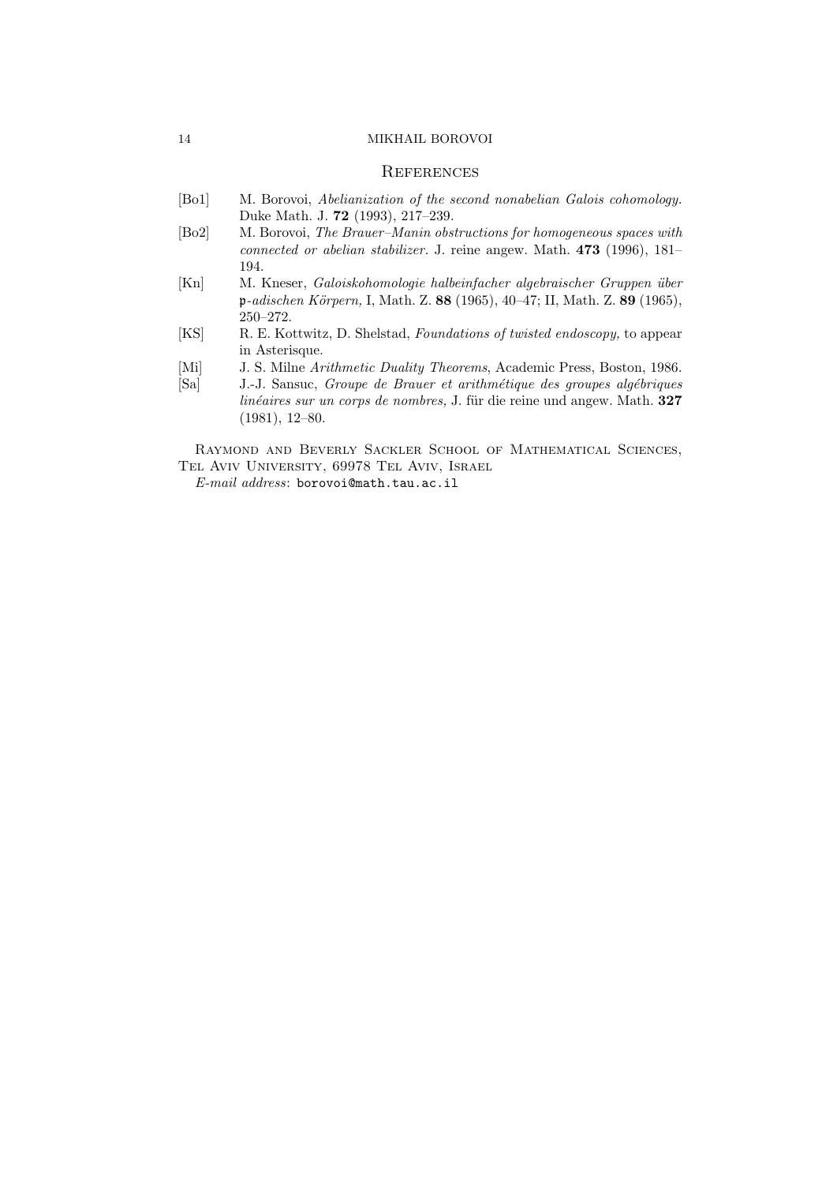## References

[Bo1] M. Borovoi, *Abelianization of the second nonabelian Galois cohomology.* Duke Math. J. **72** (1993), 217–239.

[Bo2] M. Borovoi, *The Brauer–Manin obstructions for homogeneous spaces with connected or abelian stabilizer.* J. reine angew. Math. **473** (1996), 181–194.

[Kn] M. Kneser, *Galoiskohomologie halbeinfacher algebraischer Gruppen über $\mathfrak{p}$-adischen Körpern,* I, Math. Z. **88** (1965), 40–47; II, Math. Z. **89** (1965), 250–272.

[KS] R. E. Kottwitz, D. Shelstad, *Foundations of twisted endoscopy,* to appear in Asterisque.

[Mi] J. S. Milne *Arithmetic Duality Theorems*, Academic Press, Boston, 1986.

[Sa] J.-J. Sansuc, *Groupe de Brauer et arithmétique des groupes algébriques linéaires sur un corps de nombres,* J. für die reine und angew. Math. **327** (1981), 12–80.

Raymond and Beverly Sackler School of Mathematical Sciences, Tel Aviv University, 69978 Tel Aviv, Israel

*E-mail address*: borovoi@math.tau.ac.il